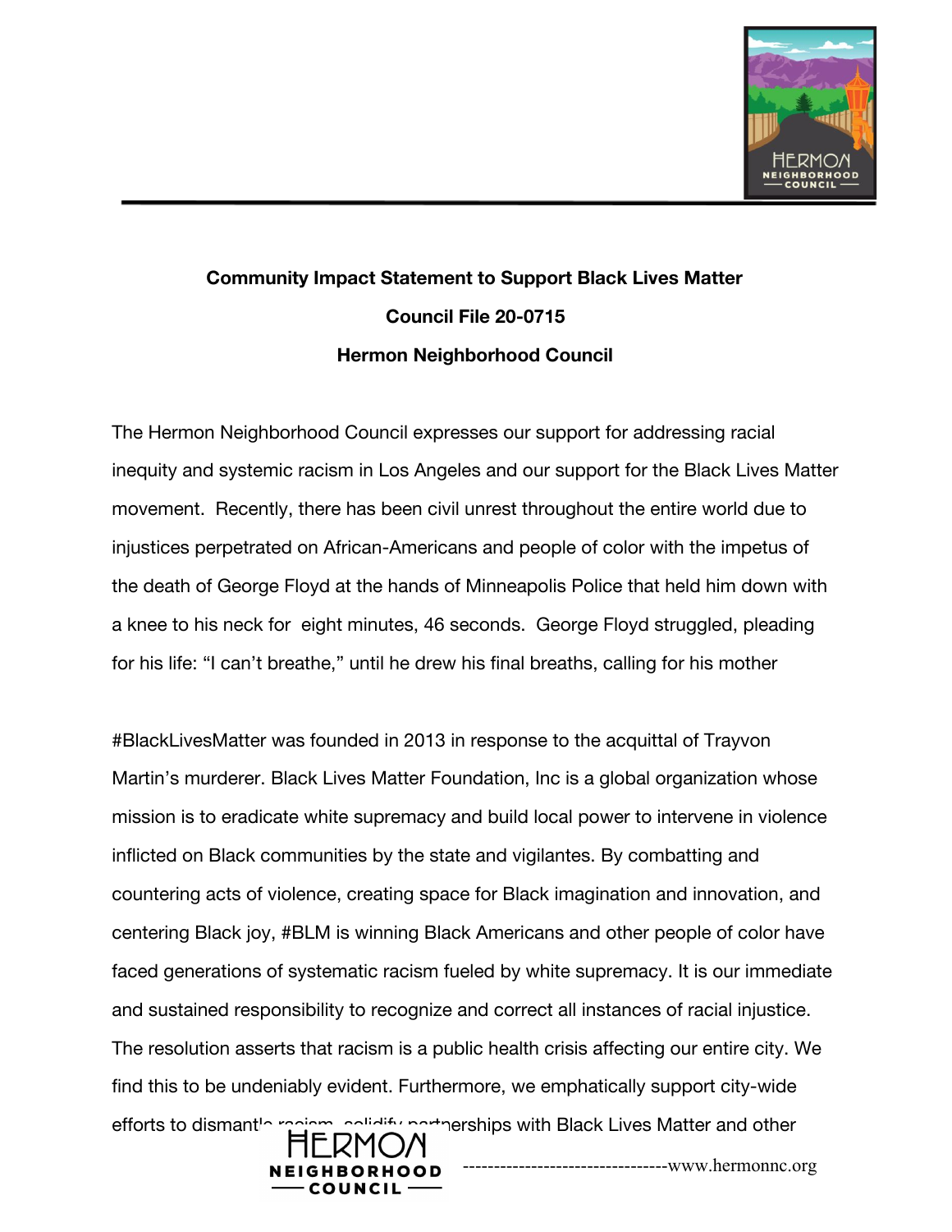**Community Impact Statement to Support Black Lives Matter**

**Council File 20-0715**

**Hermon Neighborhood Council**

The Hermon Neighborhood Council expresses our support for addressing racial inequity and systemic racism in Los Angeles and our support for the Black Lives Matter movement. Recently, there has been civil unrest throughout the entire world due to injustices perpetrated on African-Americans and people of color with the impetus of the death of George Floyd at the hands of Minneapolis Police that held him down with a knee to his neck for eight minutes, 46 seconds. George Floyd struggled, pleading for his life: "I can't breathe," until he drew his final breaths, calling for his mother

#BlackLivesMatter was founded in 2013 in response to the acquittal of Trayvon Martin's murderer. Black Lives Matter Foundation, Inc is a global organization whose mission is to eradicate white supremacy and build local power to intervene in violence inflicted on Black communities by the state and vigilantes. By combatting and countering acts of violence, creating space for Black imagination and innovation, and centering Black joy, #BLM is winning Black Americans and other people of color have faced generations of systematic racism fueled by white supremacy. It is our immediate and sustained responsibility to recognize and correct all instances of racial injustice. The resolution asserts that racism is a public health crisis affecting our entire city. We find this to be undeniably evident. Furthermore, we emphatically support city-wide efforts to dismantle racism, solidify partnerships with Black Lives Matter and other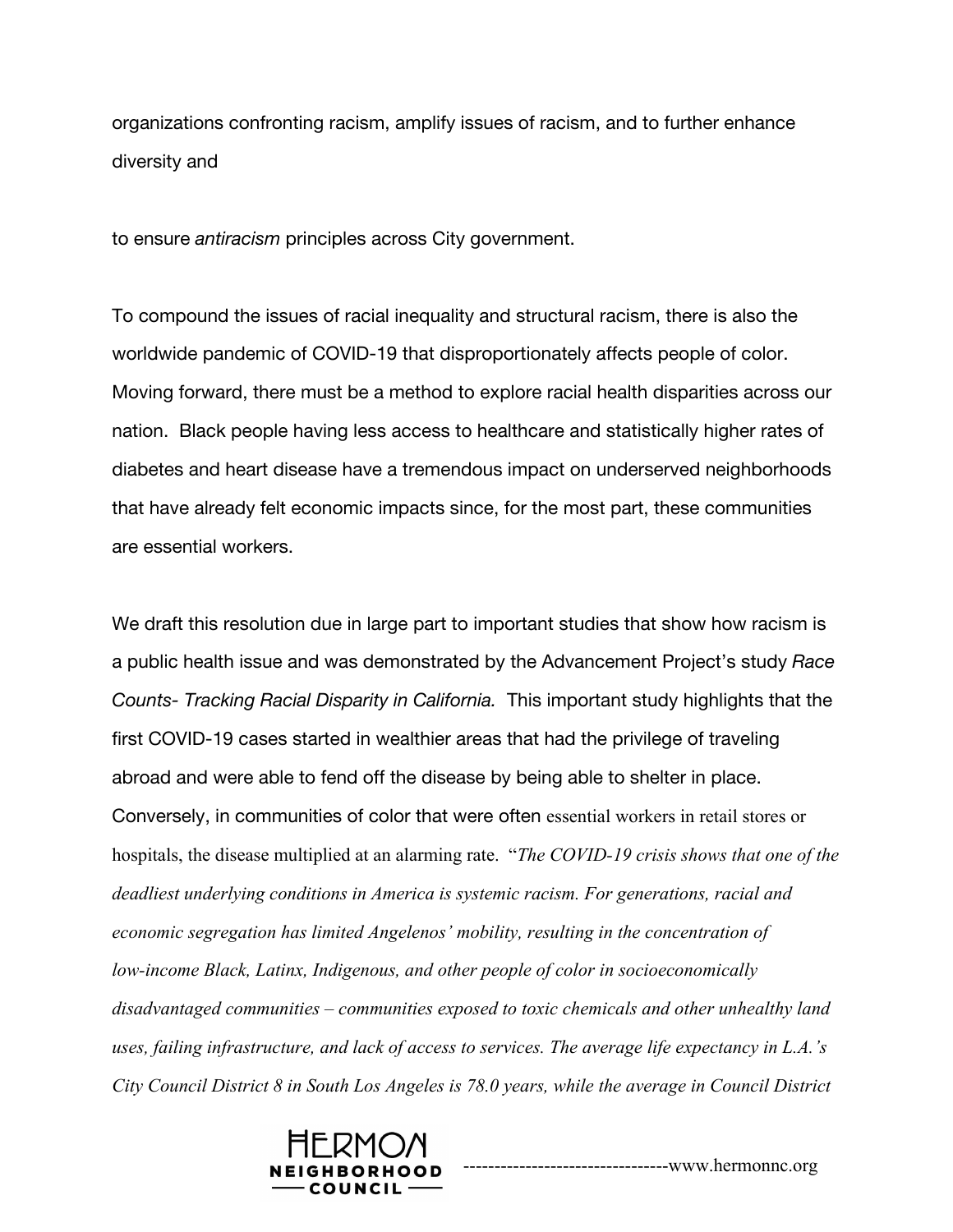organizations confronting racism, amplify issues of racism, and to further enhance diversity and

to ensure *antiracism* principles across City government.

To compound the issues of racial inequality and structural racism, there is also the worldwide pandemic of COVID-19 that disproportionately affects people of color. Moving forward, there must be a method to explore racial health disparities across our nation. Black people having less access to healthcare and statistically higher rates of diabetes and heart disease have a tremendous impact on underserved neighborhoods that have already felt economic impacts since, for the most part, these communities are essential workers.

We draft this resolution due in large part to important studies that show how racism is a public health issue and was demonstrated by the Advancement Project's study *Race Counts- Tracking Racial Disparity in California.* This important study highlights that the first COVID-19 cases started in wealthier areas that had the privilege of traveling abroad and were able to fend off the disease by being able to shelter in place. Conversely, in communities of color that were often essential workers in retail stores or hospitals, the disease multiplied at an alarming rate. "*The COVID-19 crisis shows that one of the deadliest underlying conditions in America is systemic racism. For generations, racial and economic segregation has limited Angelenos' mobility, resulting in the concentration of low-income Black, Latinx, Indigenous, and other people of color in socioeconomically disadvantaged communities – communities exposed to toxic chemicals and other unhealthy land uses, failing infrastructure, and lack of access to services. The average life expectancy in L.A.'s City Council District 8 in South Los Angeles is 78.0 years, while the average in Council District*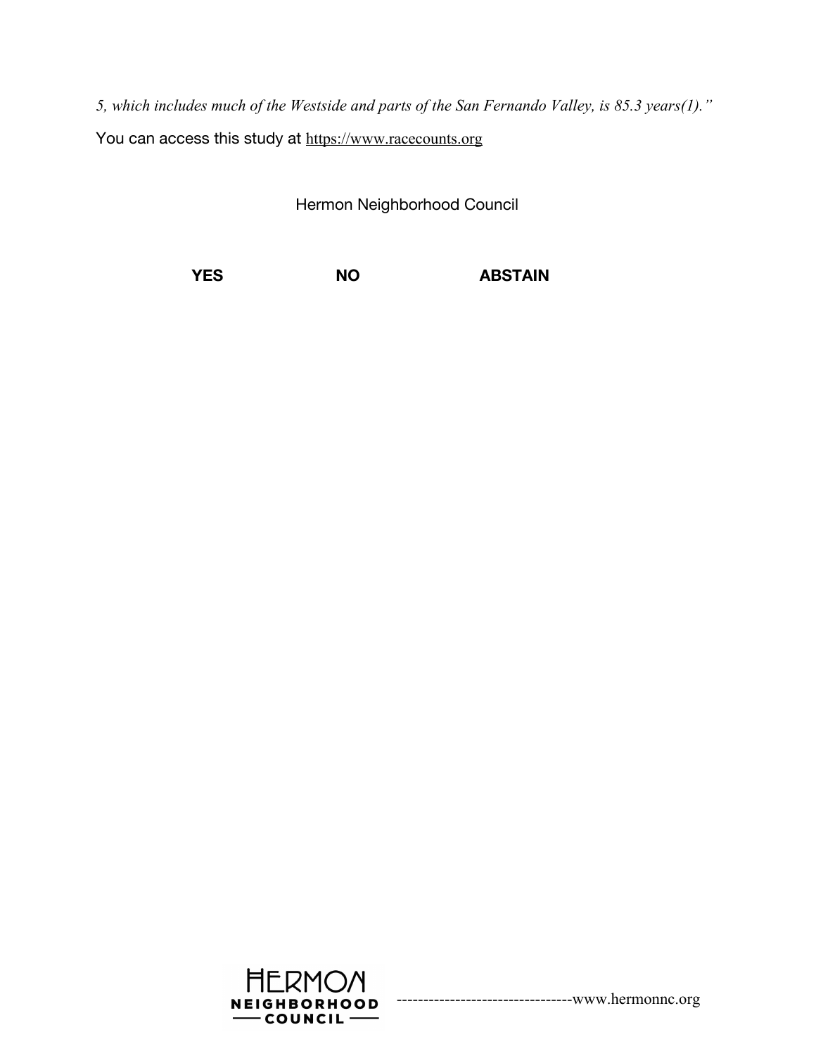*5, which includes much of the Westside and parts of the San Fernando Valley, is 85.3 years(1).”*

You can access this study at https://www.racecounts.org

Hermon Neighborhood Council

**YES** **NO** **ABSTAIN**